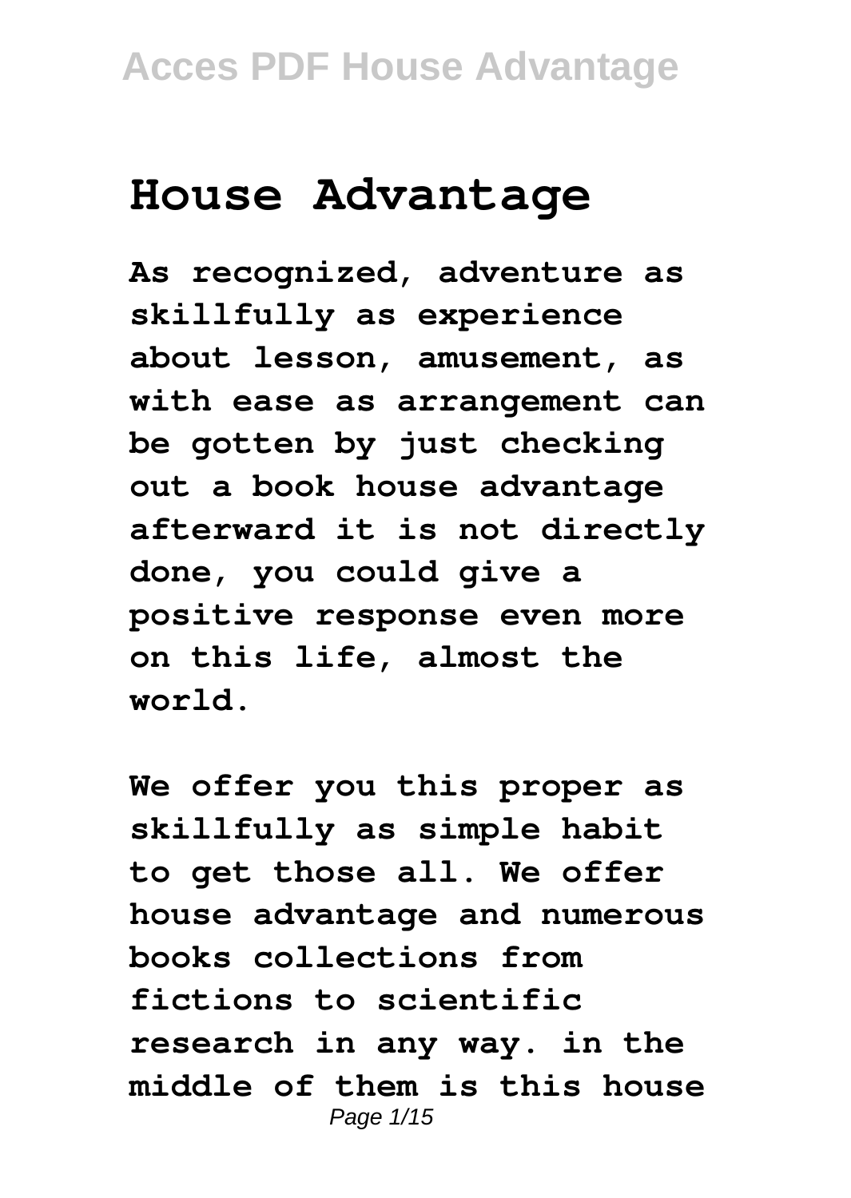# House Advantage

**As recognized, adventure as skillfully as experience about lesson, amusement, as with ease as arrangement can be gotten by just checking out a book house advantage afterward it is not directly done, you could give a positive response even more on this life, almost the world.**

**We offer you this proper as skillfully as simple habit to get those all. We offer house advantage and numerous books collections from fictions to scientific research in any way. in the middle of them is this house**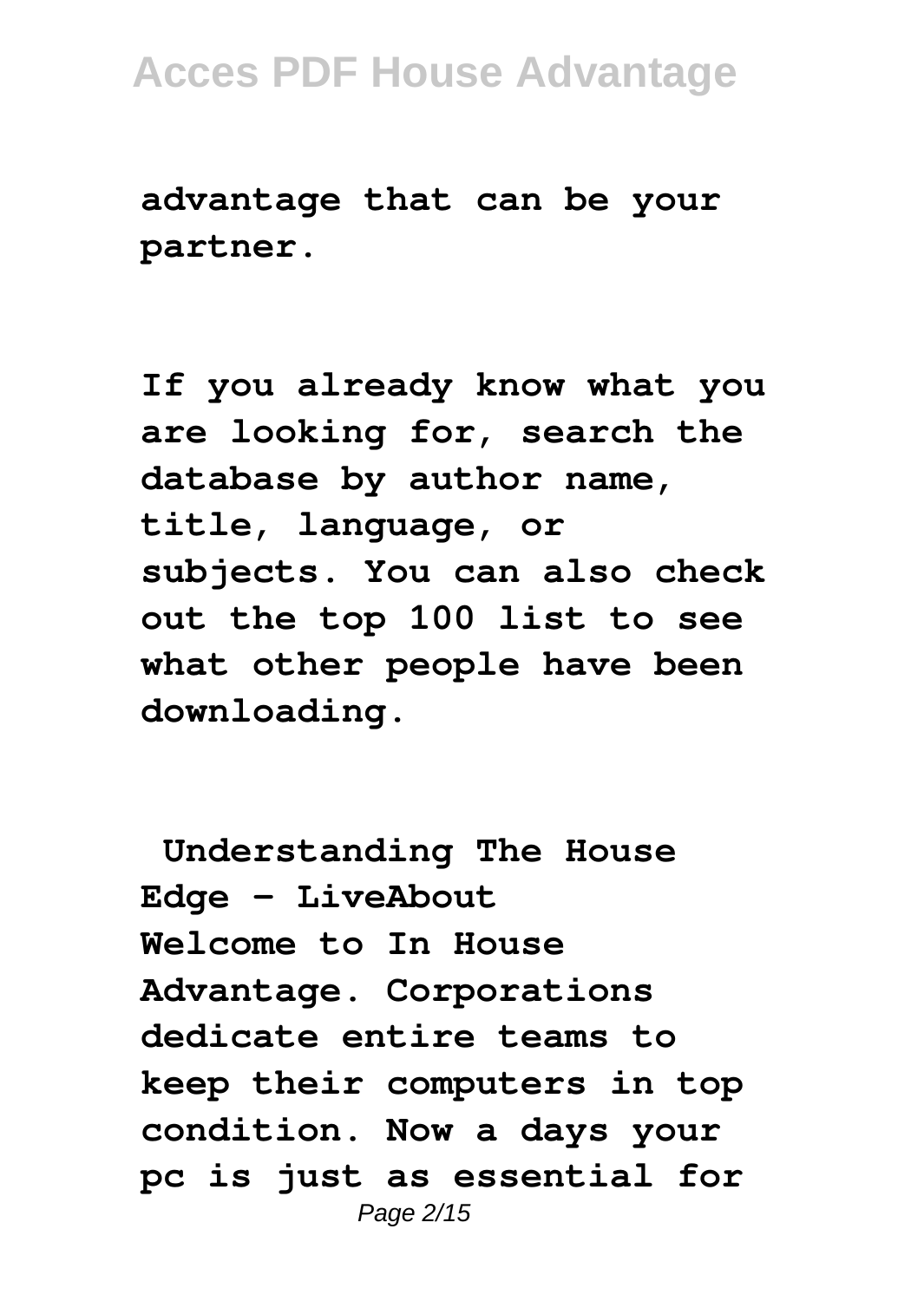**advantage that can be your partner.**

**If you already know what you are looking for, search the database by author name, title, language, or subjects. You can also check out the top 100 list to see what other people have been downloading.**

**Understanding The House Edge - LiveAbout**

**Welcome to In House Advantage. Corporations dedicate entire teams to keep their computers in top condition. Now a days your pc is just as essential for**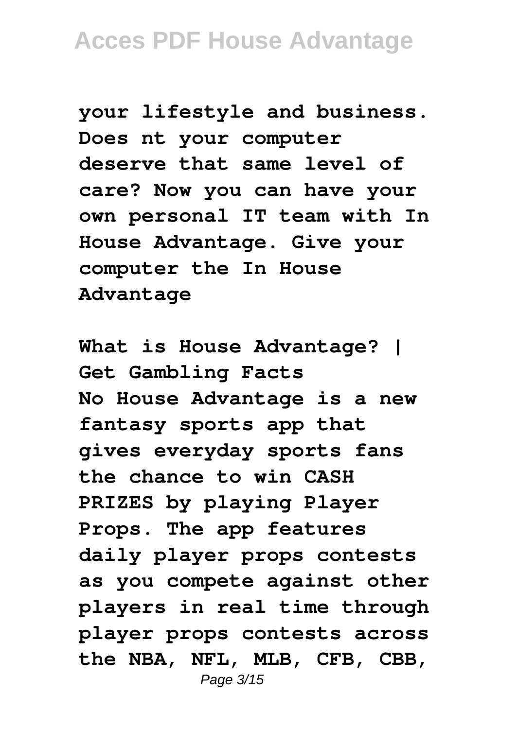**your lifestyle and business. Does nt your computer deserve that same level of care? Now you can have your own personal IT team with In House Advantage. Give your computer the In House Advantage**

**What is House Advantage? | Get Gambling Facts**
**No House Advantage is a new fantasy sports app that gives everyday sports fans the chance to win CASH PRIZES by playing Player Props. The app features daily player props contests as you compete against other players in real time through player props contests across the NBA, NFL, MLB, CFB, CBB,**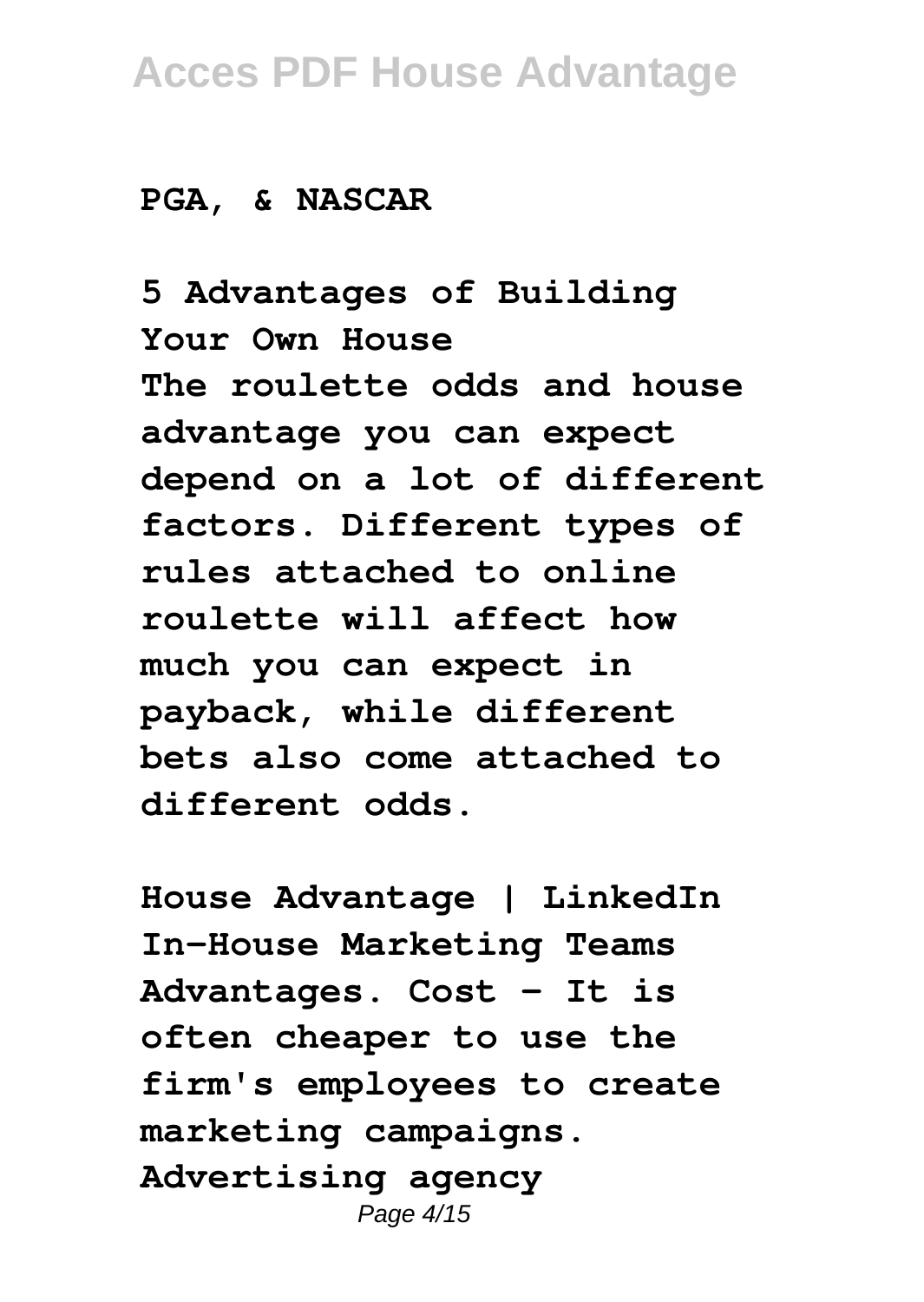**PGA, & NASCAR**

**5 Advantages of Building Your Own House**

**The roulette odds and house advantage you can expect depend on a lot of different factors. Different types of rules attached to online roulette will affect how much you can expect in payback, while different bets also come attached to different odds.**

**House Advantage | LinkedIn**

**In-House Marketing Teams Advantages. Cost - It is often cheaper to use the firm's employees to create marketing campaigns. Advertising agency**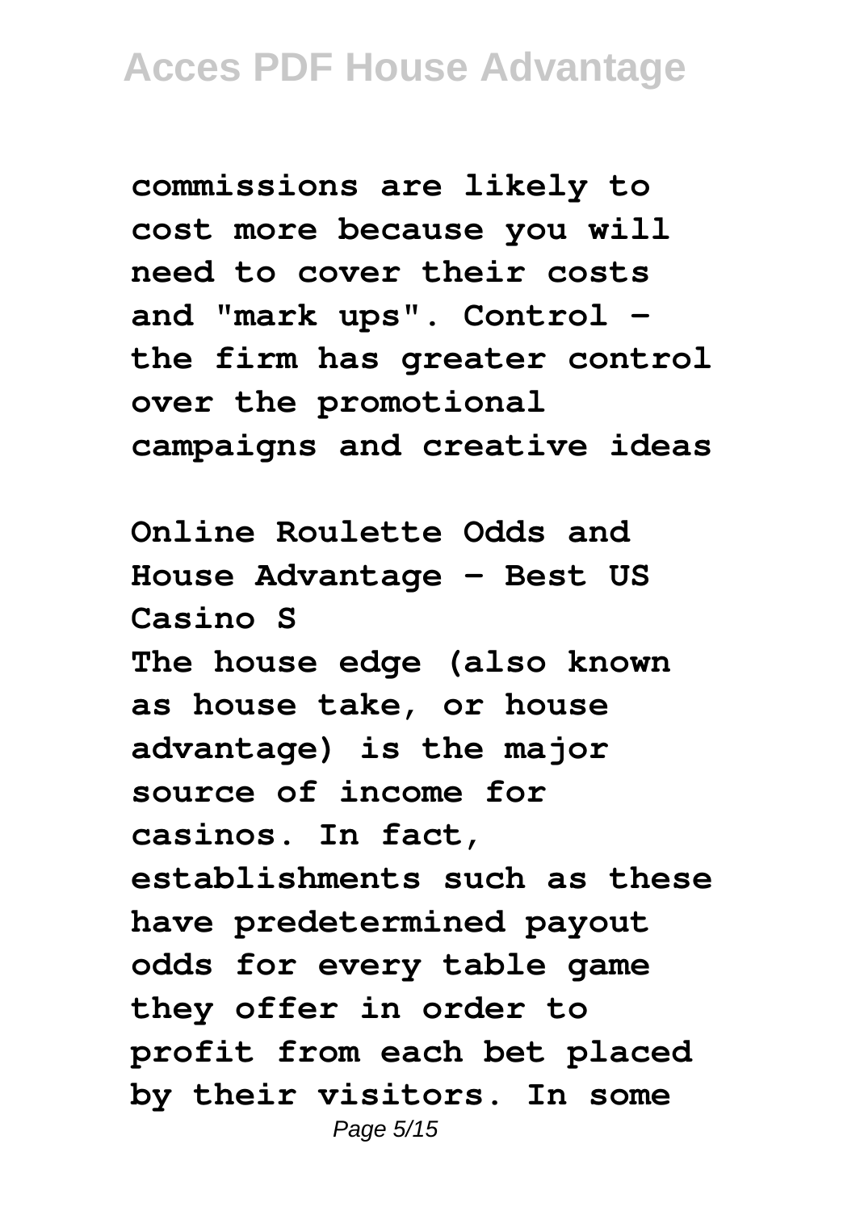commissions are likely to cost more because you will need to cover their costs and "mark ups". Control - the firm has greater control over the promotional campaigns and creative ideas

**Online Roulette Odds and House Advantage - Best US Casino S**

The house edge (also known as house take, or house advantage) is the major source of income for casinos. In fact, establishments such as these have predetermined payout odds for every table game they offer in order to profit from each bet placed by their visitors. In some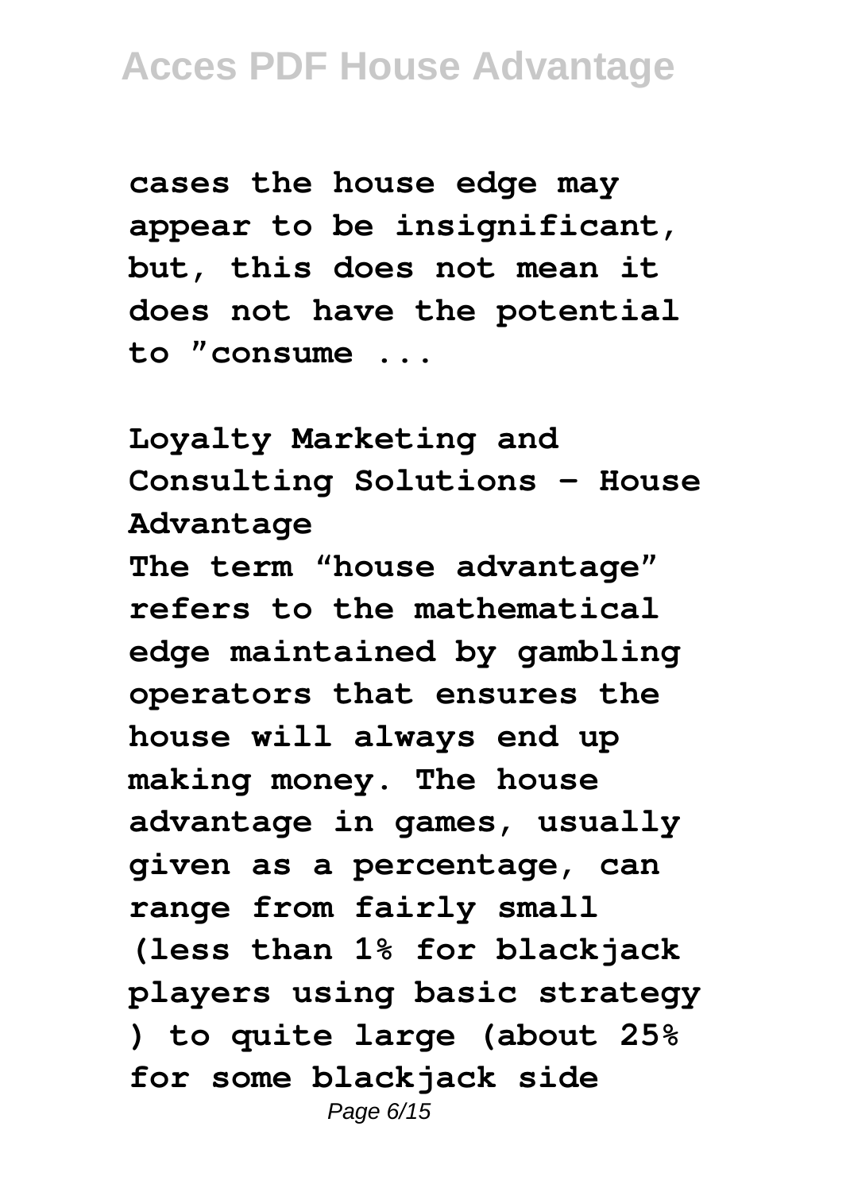cases the house edge may appear to be insignificant, but, this does not mean it does not have the potential to "consume ...

**Loyalty Marketing and Consulting Solutions - House Advantage**

The term "house advantage" refers to the mathematical edge maintained by gambling operators that ensures the house will always end up making money. The house advantage in games, usually given as a percentage, can range from fairly small (less than 1% for blackjack players using basic strategy ) to quite large (about 25% for some blackjack side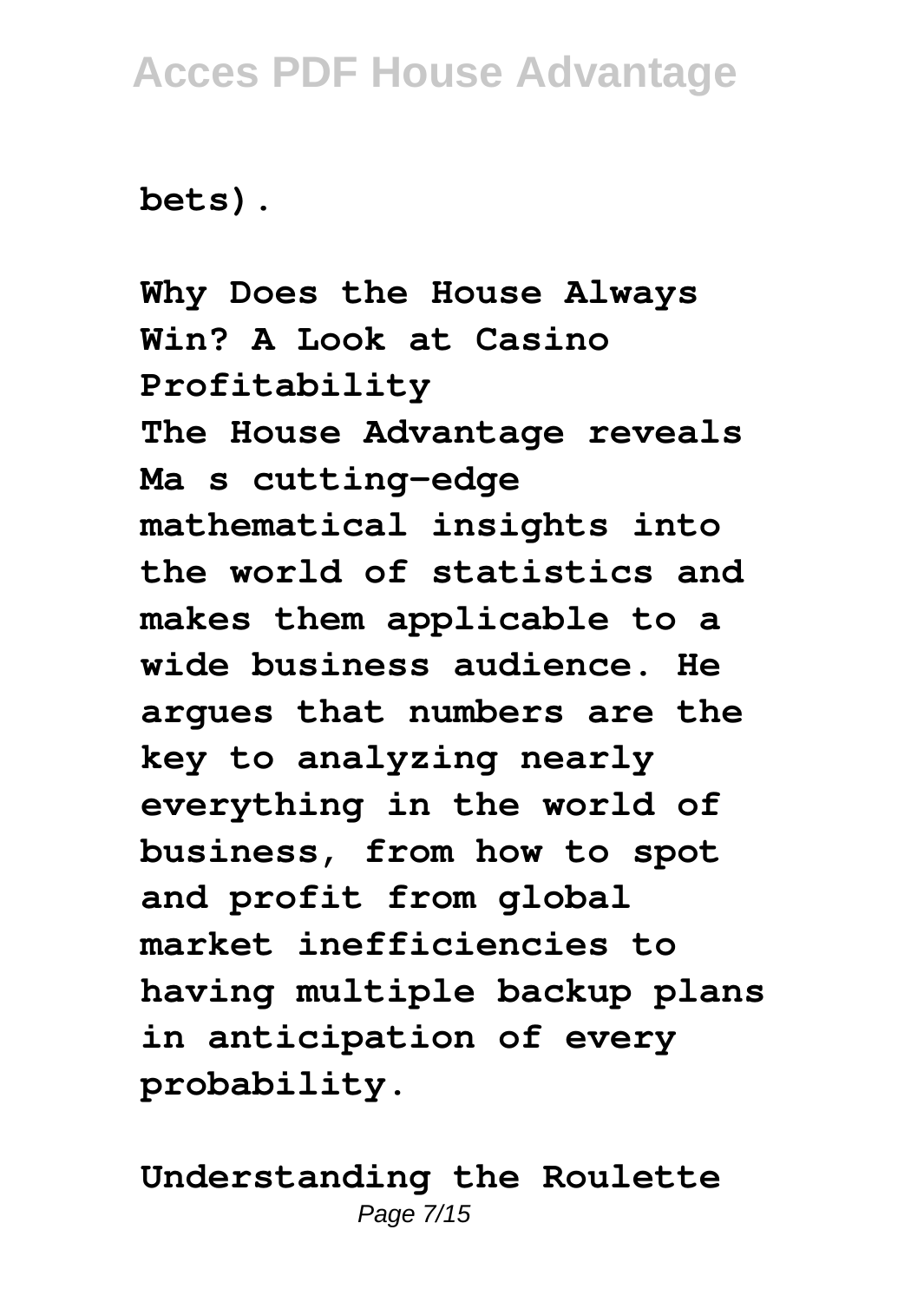**bets).**

**Why Does the House Always Win? A Look at Casino Profitability**

**The House Advantage reveals Ma s cutting-edge mathematical insights into the world of statistics and makes them applicable to a wide business audience. He argues that numbers are the key to analyzing nearly everything in the world of business, from how to spot and profit from global market inefficiencies to having multiple backup plans in anticipation of every probability.**

**Understanding the Roulette**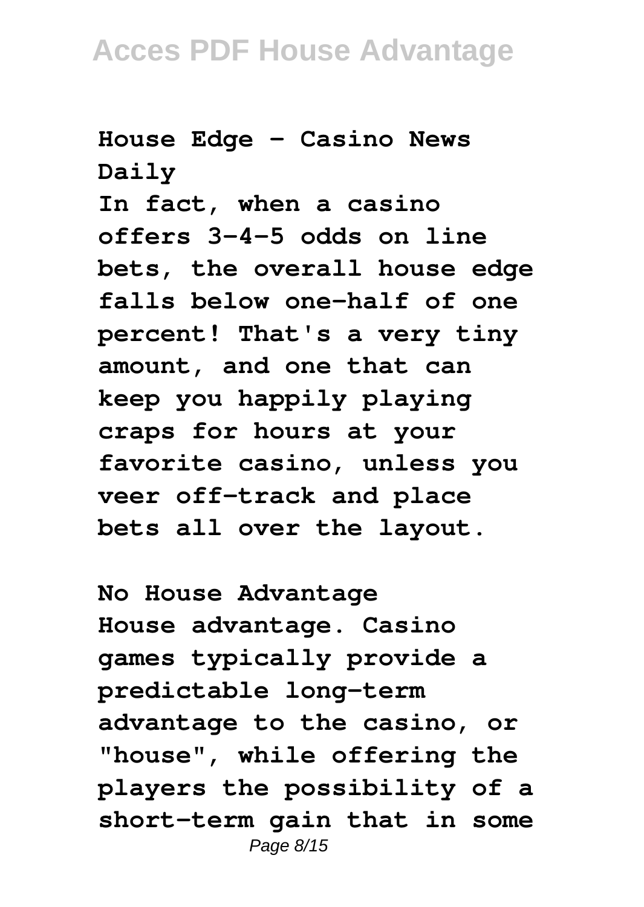**House Edge - Casino News Daily**

**In fact, when a casino offers 3-4-5 odds on line bets, the overall house edge falls below one-half of one percent! That's a very tiny amount, and one that can keep you happily playing craps for hours at your favorite casino, unless you veer off-track and place bets all over the layout.**

**No House Advantage**

**House advantage. Casino games typically provide a predictable long-term advantage to the casino, or "house", while offering the players the possibility of a short-term gain that in some**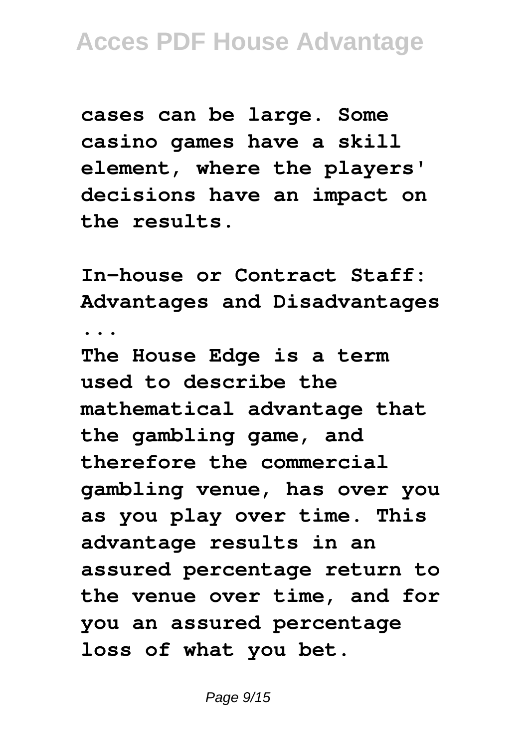**cases can be large. Some casino games have a skill element, where the players' decisions have an impact on the results.**

**In-house or Contract Staff: Advantages and Disadvantages ...**

**The House Edge is a term used to describe the mathematical advantage that the gambling game, and therefore the commercial gambling venue, has over you as you play over time. This advantage results in an assured percentage return to the venue over time, and for you an assured percentage loss of what you bet.**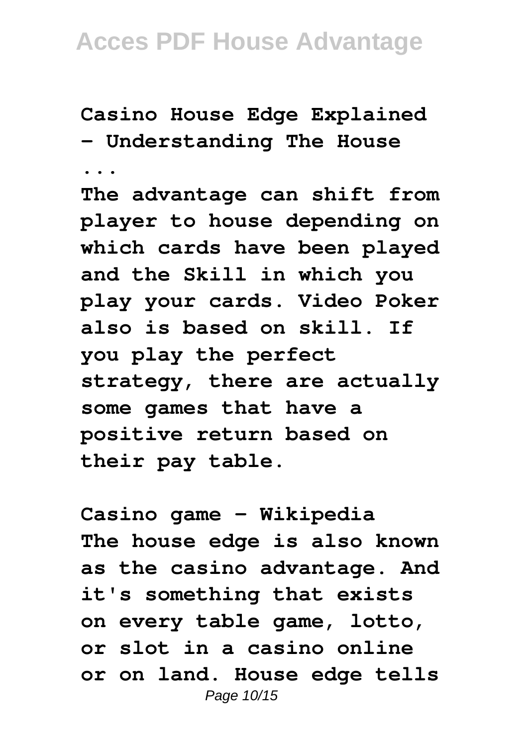**Casino House Edge Explained - Understanding The House ...**

The advantage can shift from player to house depending on which cards have been played and the Skill in which you play your cards. Video Poker also is based on skill. If you play the perfect strategy, there are actually some games that have a positive return based on their pay table.

**Casino game - Wikipedia**

The house edge is also known as the casino advantage. And it's something that exists on every table game, lotto, or slot in a casino online or on land. House edge tells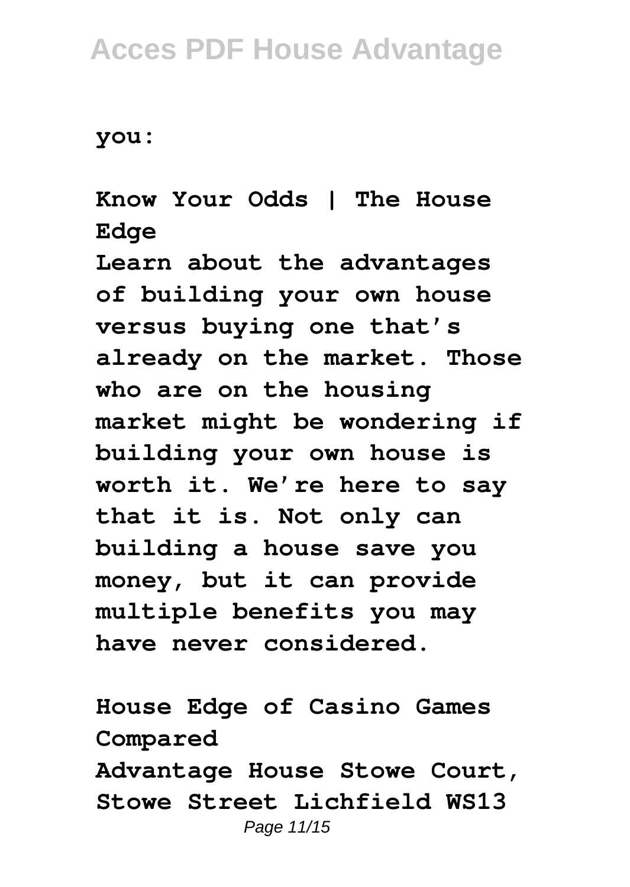you:

**Know Your Odds | The House Edge**

Learn about the advantages of building your own house versus buying one that's already on the market. Those who are on the housing market might be wondering if building your own house is worth it. We're here to say that it is. Not only can building a house save you money, but it can provide multiple benefits you may have never considered.

**House Edge of Casino Games Compared**

Advantage House Stowe Court, Stowe Street Lichfield WS13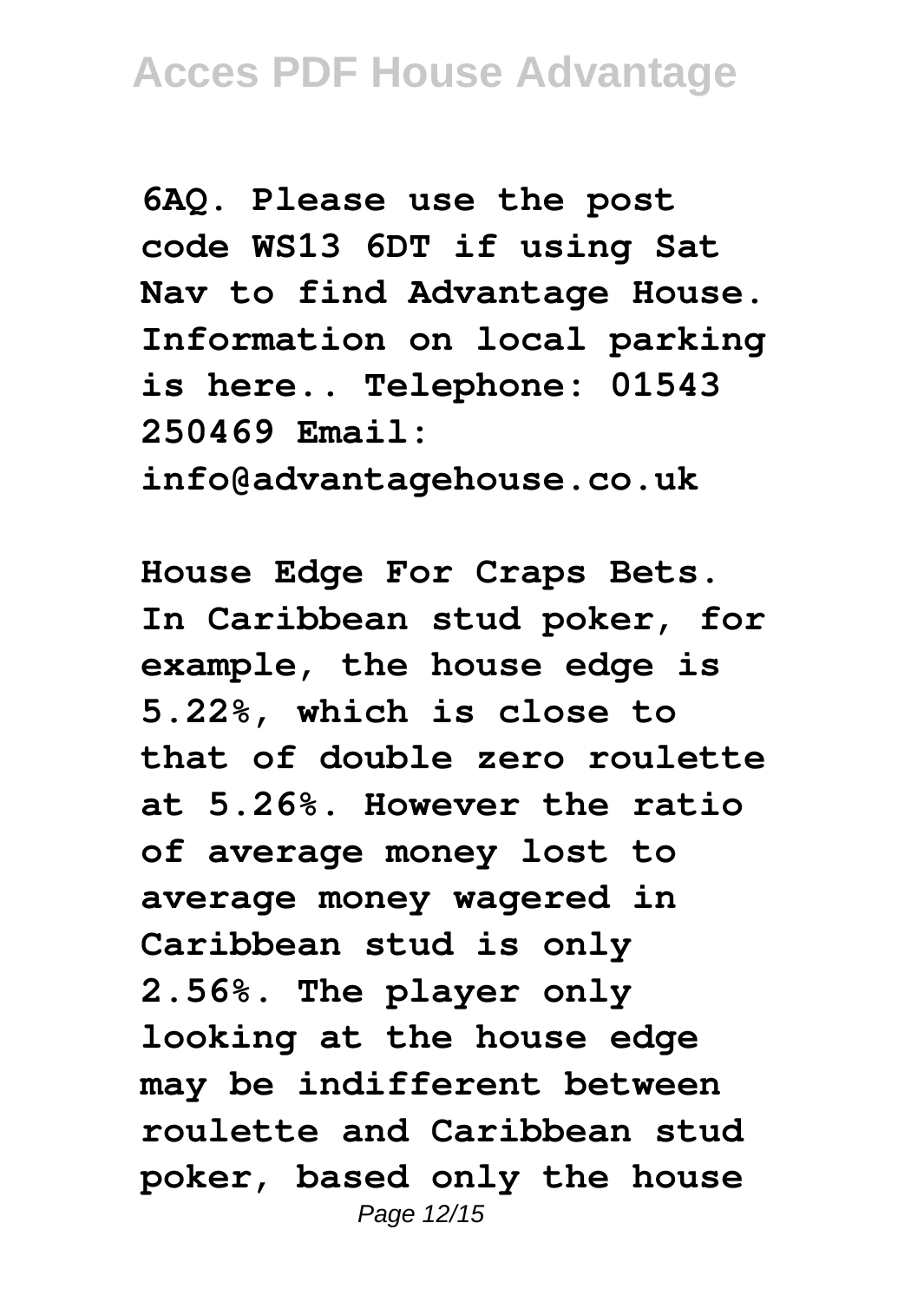**6AQ. Please use the post code WS13 6DT if using Sat Nav to find Advantage House. Information on local parking is here.. Telephone: 01543 250469 Email: info@advantagehouse.co.uk**

**House Edge For Craps Bets. In Caribbean stud poker, for example, the house edge is 5.22%, which is close to that of double zero roulette at 5.26%. However the ratio of average money lost to average money wagered in Caribbean stud is only 2.56%. The player only looking at the house edge may be indifferent between roulette and Caribbean stud poker, based only the house**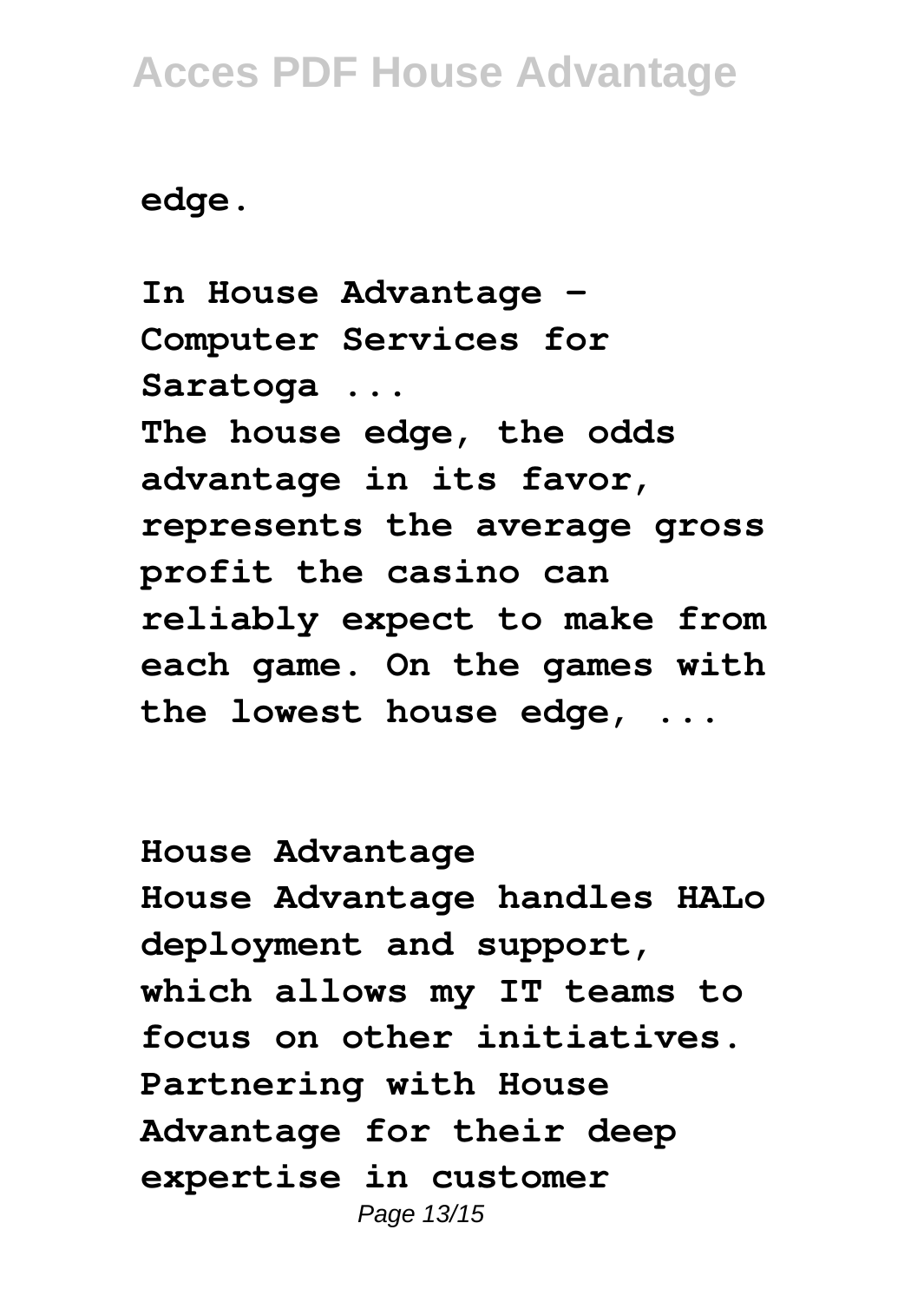**edge.**

**In House Advantage - Computer Services for Saratoga ...**
**The house edge, the odds advantage in its favor, represents the average gross profit the casino can reliably expect to make from each game. On the games with the lowest house edge, ...**

**House Advantage**
**House Advantage handles HALo deployment and support, which allows my IT teams to focus on other initiatives. Partnering with House Advantage for their deep expertise in customer**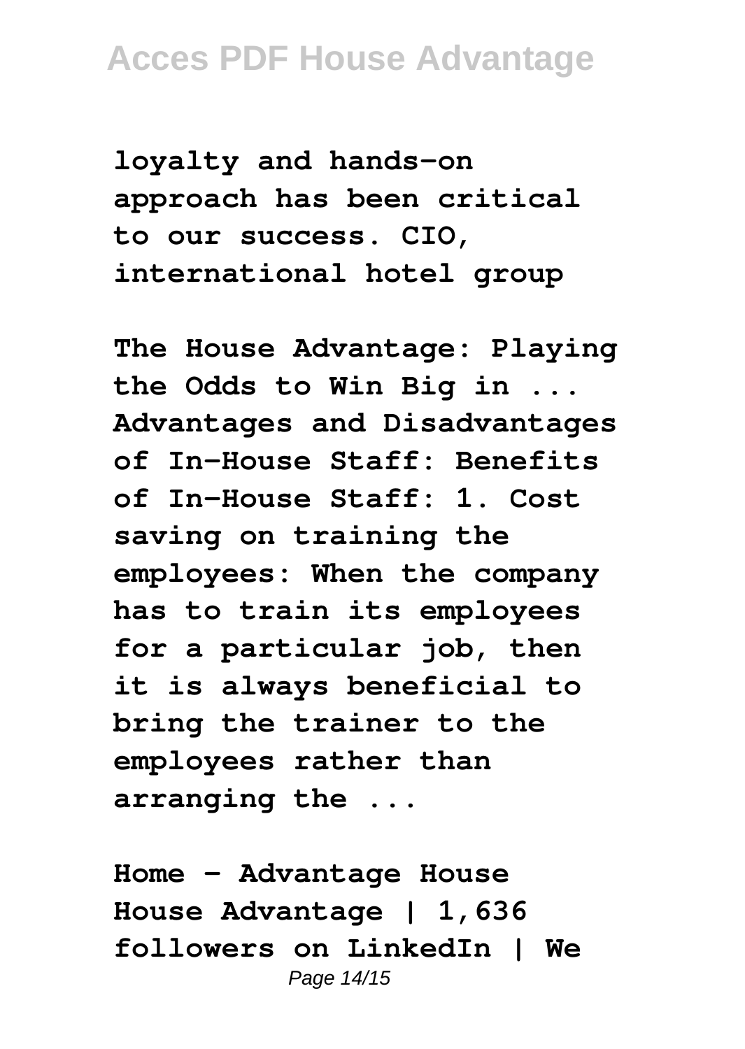**loyalty and hands-on approach has been critical to our success. CIO, international hotel group**

**The House Advantage: Playing the Odds to Win Big in ...**
**Advantages and Disadvantages of In-House Staff: Benefits of In-House Staff: 1. Cost saving on training the employees: When the company has to train its employees for a particular job, then it is always beneficial to bring the trainer to the employees rather than arranging the ...**

**Home - Advantage House**
**House Advantage | 1,636 followers on LinkedIn | We**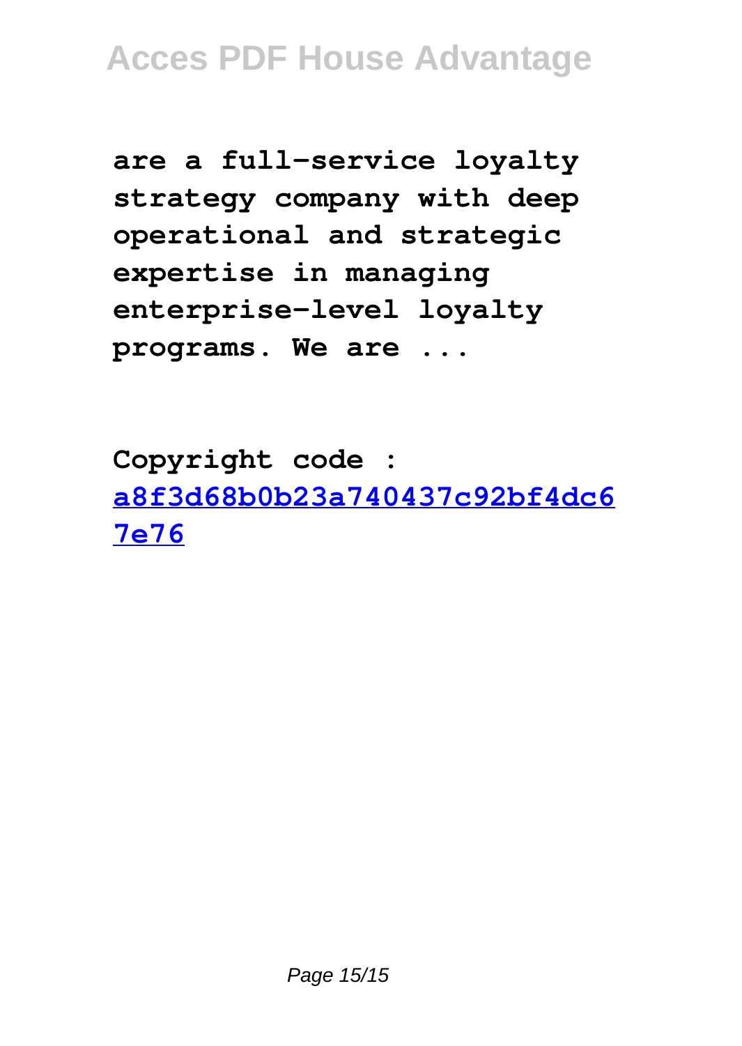**are a full-service loyalty strategy company with deep operational and strategic expertise in managing enterprise-level loyalty programs. We are ...**

**Copyright code : a8f3d68b0b23a740437c92bf4dc67e76**